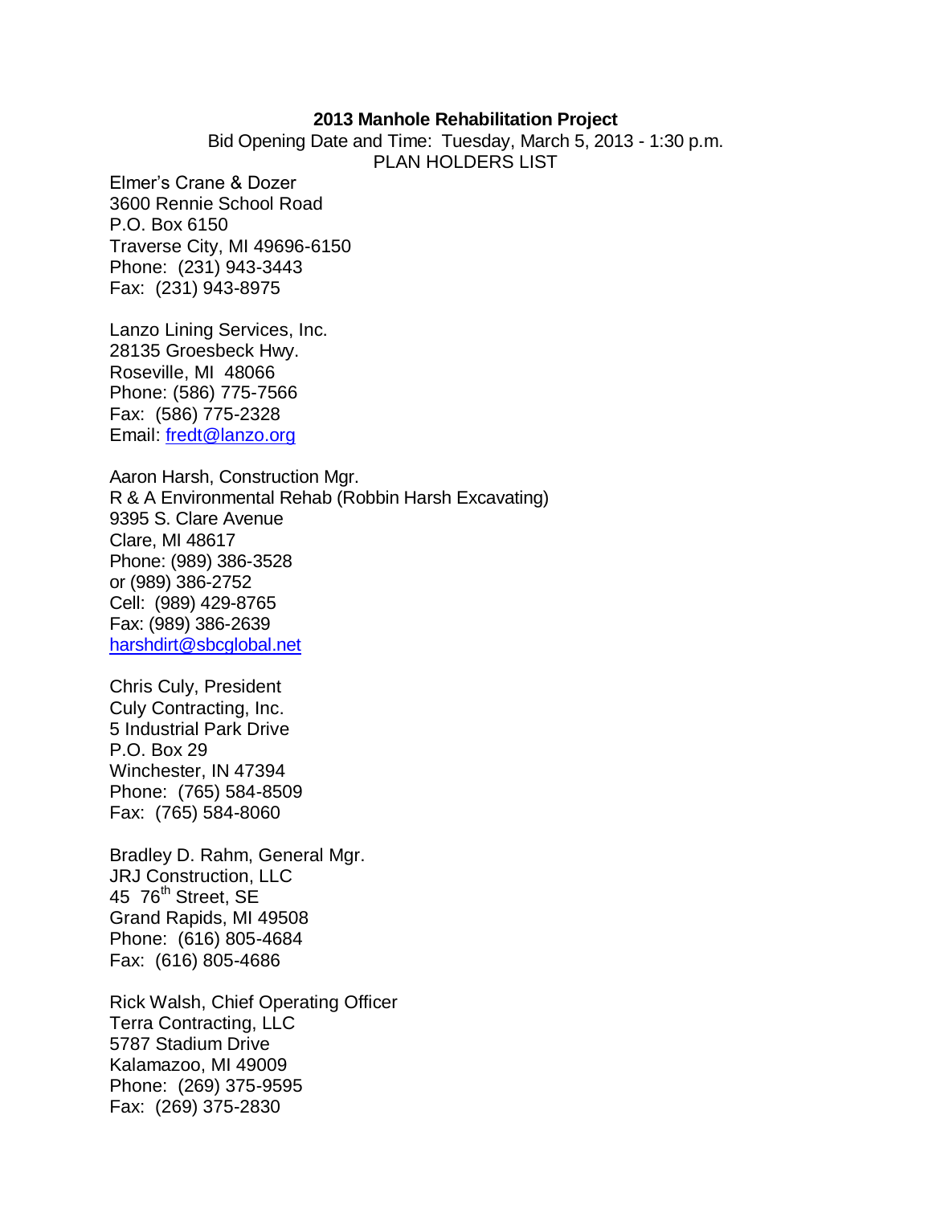**2013 Manhole Rehabilitation Project**

Bid Opening Date and Time: Tuesday, March 5, 2013 - 1:30 p.m.

PLAN HOLDERS LIST

Elmer's Crane & Dozer
3600 Rennie School Road
P.O. Box 6150
Traverse City, MI 49696-6150
Phone: (231) 943-3443
Fax: (231) 943-8975

Lanzo Lining Services, Inc.
28135 Groesbeck Hwy.
Roseville, MI 48066
Phone: (586) 775-7566
Fax: (586) 775-2328
Email: fredt@lanzo.org

Aaron Harsh, Construction Mgr.
R & A Environmental Rehab (Robbin Harsh Excavating)
9395 S. Clare Avenue
Clare, MI 48617
Phone: (989) 386-3528
or (989) 386-2752
Cell: (989) 429-8765
Fax: (989) 386-2639
harshdirt@sbcglobal.net

Chris Culy, President
Culy Contracting, Inc.
5 Industrial Park Drive
P.O. Box 29
Winchester, IN 47394
Phone: (765) 584-8509
Fax: (765) 584-8060

Bradley D. Rahm, General Mgr.
JRJ Construction, LLC
45 76th Street, SE
Grand Rapids, MI 49508
Phone: (616) 805-4684
Fax: (616) 805-4686

Rick Walsh, Chief Operating Officer
Terra Contracting, LLC
5787 Stadium Drive
Kalamazoo, MI 49009
Phone: (269) 375-9595
Fax: (269) 375-2830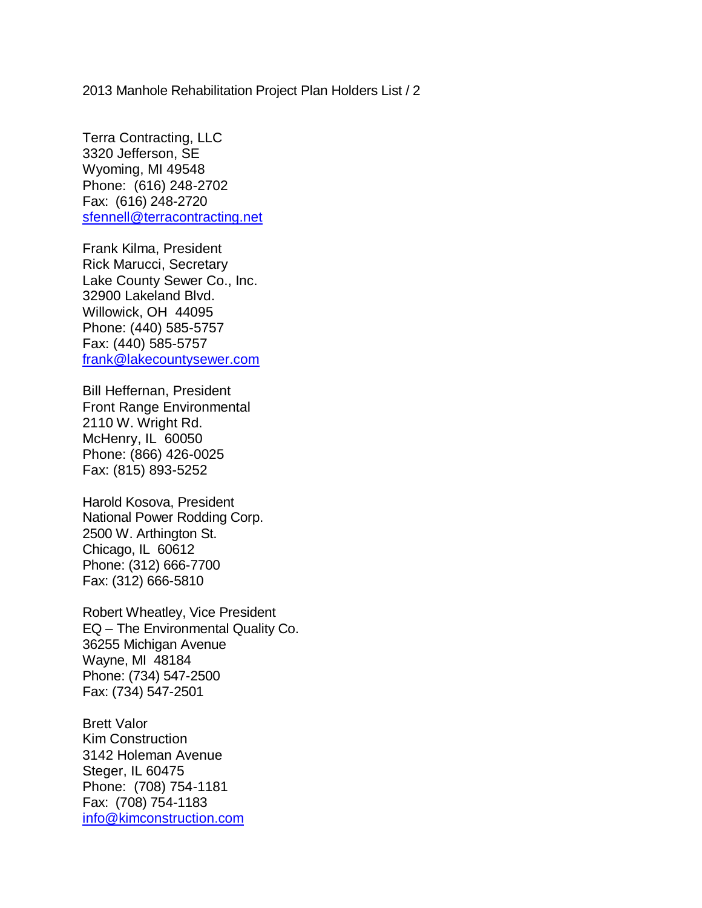2013 Manhole Rehabilitation Project Plan Holders List / 2

Terra Contracting, LLC
3320 Jefferson, SE
Wyoming, MI 49548
Phone: (616) 248-2702
Fax: (616) 248-2720
sfennell@terracontracting.net

Frank Kilma, President
Rick Marucci, Secretary
Lake County Sewer Co., Inc.
32900 Lakeland Blvd.
Willowick, OH 44095
Phone: (440) 585-5757
Fax: (440) 585-5757
frank@lakecountysewer.com

Bill Heffernan, President
Front Range Environmental
2110 W. Wright Rd.
McHenry, IL 60050
Phone: (866) 426-0025
Fax: (815) 893-5252

Harold Kosova, President
National Power Rodding Corp.
2500 W. Arthington St.
Chicago, IL 60612
Phone: (312) 666-7700
Fax: (312) 666-5810

Robert Wheatley, Vice President
EQ – The Environmental Quality Co.
36255 Michigan Avenue
Wayne, MI 48184
Phone: (734) 547-2500
Fax: (734) 547-2501

Brett Valor
Kim Construction
3142 Holeman Avenue
Steger, IL 60475
Phone: (708) 754-1181
Fax: (708) 754-1183
info@kimconstruction.com